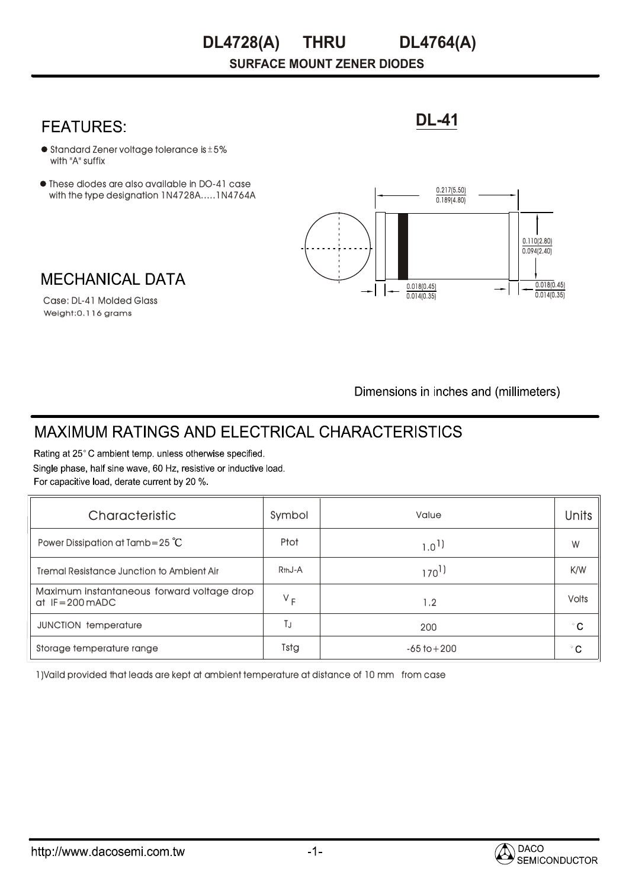# DL4728(A) THRU DL4764(A)

**SURFACE MOUNT ZENER DIODES**

## FEATURES:

- Standard Zener voltage tolerance is ±5% with "A" suffix
- These diodes are also available in DO-41 case with the type designation 1N4728A.....1N4764A

## DL-41

0.217(5.50)
0.189(4.80)

0.110(2.80)
0.094(2.40)

0.018(0.45)
0.014(0.35)

0.018(0.45)
0.014(0.35)

Dimensions in inches and (millimeters)

## MECHANICAL DATA

Case: DL-41 Molded Glass
Weight:0.116 grams

## MAXIMUM RATINGS AND ELECTRICAL CHARACTERISTICS

Rating at 25° C ambient temp. unless otherwise specified.
Single phase, half sine wave, 60 Hz, resistive or inductive load.
For capacitive load, derate current by 20 %.

| Characteristic | Symbol | Value | Units |
|---|---|---|---|
| Power Dissipation at Tamb=25 ℃ | Ptot | 1.0 1) | W |
| Tremal Resistance Junction to Ambient Air | RthJ-A | 170 1) | K/W |
| Maximum instantaneous forward voltage drop at IF=200 mADC | $V_F$ | 1.2 | Volts |
| JUNCTION temperature | $T_J$ | 200 | °C |
| Storage temperature range | Tstg | -65 to+200 | °C |

1)Vaild provided that leads are kept at ambient temperature at distance of 10 mm from case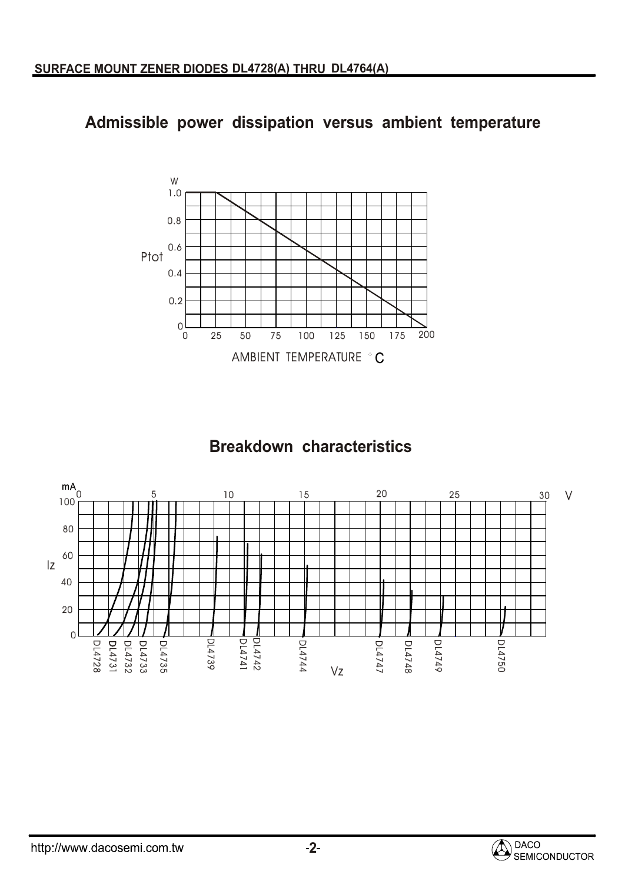## Admissible power dissipation versus ambient temperature

W

1.0

0.8

0.6

Ptot

0.4

0.2

0

0 25 50 75 100 125 150 175 200

AMBIENT TEMPERATURE °C

## Breakdown characteristics

mA

100

80

60

Iz

40

20

0

0 5 10 15 20 25 30 V

DL4728 DL4731 DL4732 DL4733 DL4735 DL4739 DL4741 DL4742 DL4744 DL4747 DL4748 DL4749 DL4750

Vz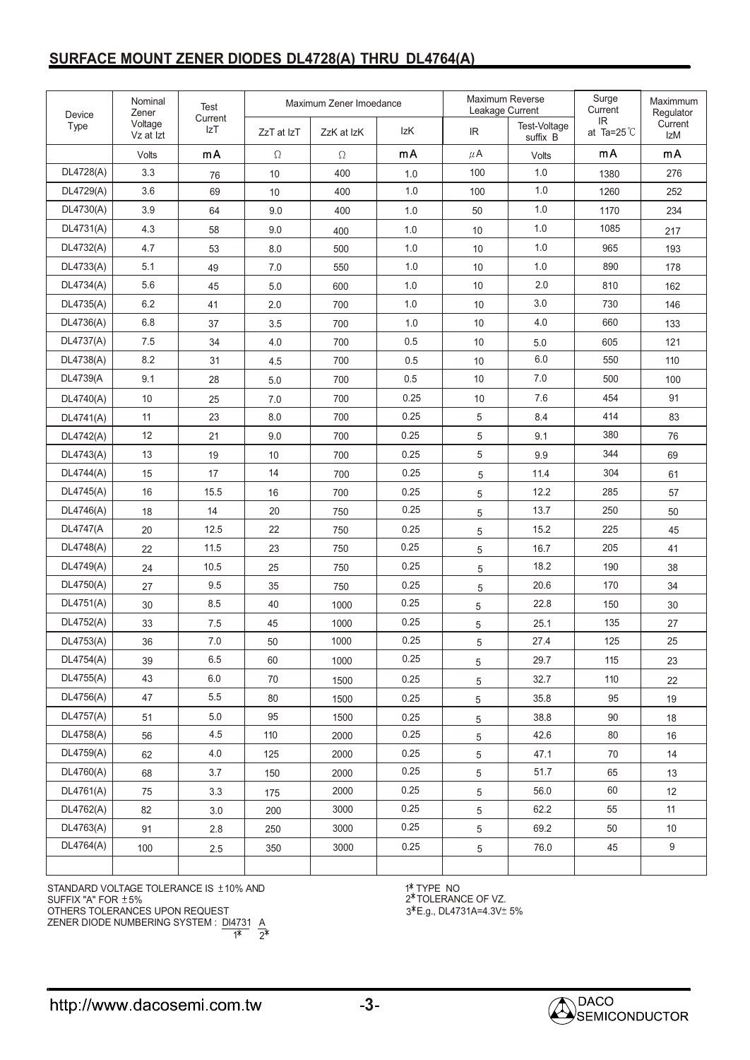## SURFACE MOUNT ZENER DIODES DL4728(A) THRU DL4764(A)

| Device Type | Nominal Zener Voltage Vz at Izt | Test Current IzT | Maximum Zener Imoedance | | | Maximum Reverse Leakage Current | | Surge Current IR at Ta=25℃ | Maximmum Regulator Current IzM |
|---|---|---|---|---|---|---|---|---|---|
| | | | ZzT at IzT | ZzK at IzK | IzK | IR | Test-Voltage suffix B | | |
| | Volts | mA | Ω | Ω | mA | μA | Volts | mA | mA |
| DL4728(A) | 3.3 | 76 | 10 | 400 | 1.0 | 100 | 1.0 | 1380 | 276 |
| DL4729(A) | 3.6 | 69 | 10 | 400 | 1.0 | 100 | 1.0 | 1260 | 252 |
| DL4730(A) | 3.9 | 64 | 9.0 | 400 | 1.0 | 50 | 1.0 | 1170 | 234 |
| DL4731(A) | 4.3 | 58 | 9.0 | 400 | 1.0 | 10 | 1.0 | 1085 | 217 |
| DL4732(A) | 4.7 | 53 | 8.0 | 500 | 1.0 | 10 | 1.0 | 965 | 193 |
| DL4733(A) | 5.1 | 49 | 7.0 | 550 | 1.0 | 10 | 1.0 | 890 | 178 |
| DL4734(A) | 5.6 | 45 | 5.0 | 600 | 1.0 | 10 | 2.0 | 810 | 162 |
| DL4735(A) | 6.2 | 41 | 2.0 | 700 | 1.0 | 10 | 3.0 | 730 | 146 |
| DL4736(A) | 6.8 | 37 | 3.5 | 700 | 1.0 | 10 | 4.0 | 660 | 133 |
| DL4737(A) | 7.5 | 34 | 4.0 | 700 | 0.5 | 10 | 5.0 | 605 | 121 |
| DL4738(A) | 8.2 | 31 | 4.5 | 700 | 0.5 | 10 | 6.0 | 550 | 110 |
| DL4739(A | 9.1 | 28 | 5.0 | 700 | 0.5 | 10 | 7.0 | 500 | 100 |
| DL4740(A) | 10 | 25 | 7.0 | 700 | 0.25 | 10 | 7.6 | 454 | 91 |
| DL4741(A) | 11 | 23 | 8.0 | 700 | 0.25 | 5 | 8.4 | 414 | 83 |
| DL4742(A) | 12 | 21 | 9.0 | 700 | 0.25 | 5 | 9.1 | 380 | 76 |
| DL4743(A) | 13 | 19 | 10 | 700 | 0.25 | 5 | 9.9 | 344 | 69 |
| DL4744(A) | 15 | 17 | 14 | 700 | 0.25 | 5 | 11.4 | 304 | 61 |
| DL4745(A) | 16 | 15.5 | 16 | 700 | 0.25 | 5 | 12.2 | 285 | 57 |
| DL4746(A) | 18 | 14 | 20 | 750 | 0.25 | 5 | 13.7 | 250 | 50 |
| DL4747(A | 20 | 12.5 | 22 | 750 | 0.25 | 5 | 15.2 | 225 | 45 |
| DL4748(A) | 22 | 11.5 | 23 | 750 | 0.25 | 5 | 16.7 | 205 | 41 |
| DL4749(A) | 24 | 10.5 | 25 | 750 | 0.25 | 5 | 18.2 | 190 | 38 |
| DL4750(A) | 27 | 9.5 | 35 | 750 | 0.25 | 5 | 20.6 | 170 | 34 |
| DL4751(A) | 30 | 8.5 | 40 | 1000 | 0.25 | 5 | 22.8 | 150 | 30 |
| DL4752(A) | 33 | 7.5 | 45 | 1000 | 0.25 | 5 | 25.1 | 135 | 27 |
| DL4753(A) | 36 | 7.0 | 50 | 1000 | 0.25 | 5 | 27.4 | 125 | 25 |
| DL4754(A) | 39 | 6.5 | 60 | 1000 | 0.25 | 5 | 29.7 | 115 | 23 |
| DL4755(A) | 43 | 6.0 | 70 | 1500 | 0.25 | 5 | 32.7 | 110 | 22 |
| DL4756(A) | 47 | 5.5 | 80 | 1500 | 0.25 | 5 | 35.8 | 95 | 19 |
| DL4757(A) | 51 | 5.0 | 95 | 1500 | 0.25 | 5 | 38.8 | 90 | 18 |
| DL4758(A) | 56 | 4.5 | 110 | 2000 | 0.25 | 5 | 42.6 | 80 | 16 |
| DL4759(A) | 62 | 4.0 | 125 | 2000 | 0.25 | 5 | 47.1 | 70 | 14 |
| DL4760(A) | 68 | 3.7 | 150 | 2000 | 0.25 | 5 | 51.7 | 65 | 13 |
| DL4761(A) | 75 | 3.3 | 175 | 2000 | 0.25 | 5 | 56.0 | 60 | 12 |
| DL4762(A) | 82 | 3.0 | 200 | 3000 | 0.25 | 5 | 62.2 | 55 | 11 |
| DL4763(A) | 91 | 2.8 | 250 | 3000 | 0.25 | 5 | 69.2 | 50 | 10 |
| DL4764(A) | 100 | 2.5 | 350 | 3000 | 0.25 | 5 | 76.0 | 45 | 9 |

STANDARD VOLTAGE TOLERANCE IS ±10% AND
SUFFIX "A" FOR ±5%
OTHERS TOLERANCES UPON REQUEST
ZENER DIODE NUMBERING SYSTEM : DI4731 A
1* 2*

1* TYPE NO
2* TOLERANCE OF VZ.
3* E.g., DL4731A=4.3V± 5%